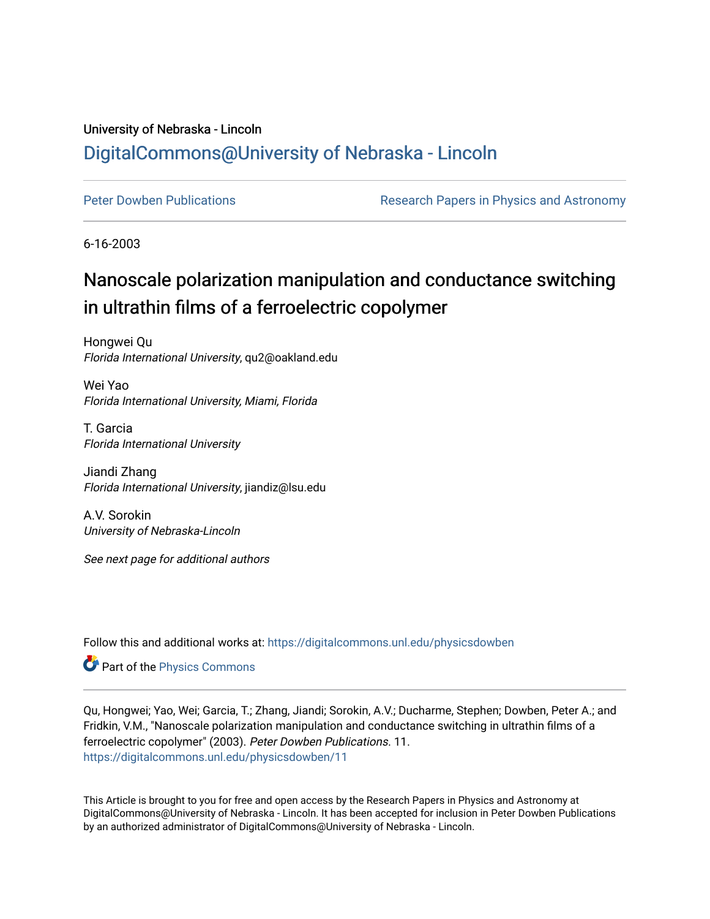University of Nebraska - Lincoln

## DigitalCommons@University of Nebraska - Lincoln

Peter Dowben Publications | Research Papers in Physics and Astronomy

6-16-2003

# Nanoscale polarization manipulation and conductance switching in ultrathin films of a ferroelectric copolymer

Hongwei Qu
*Florida International University*, qu2@oakland.edu

Wei Yao
*Florida International University, Miami, Florida*

T. Garcia
*Florida International University*

Jiandi Zhang
*Florida International University*, jiandiz@lsu.edu

A.V. Sorokin
*University of Nebraska-Lincoln*

*See next page for additional authors*

Follow this and additional works at: https://digitalcommons.unl.edu/physicsdowben

Part of the Physics Commons

Qu, Hongwei; Yao, Wei; Garcia, T.; Zhang, Jiandi; Sorokin, A.V.; Ducharme, Stephen; Dowben, Peter A.; and Fridkin, V.M., "Nanoscale polarization manipulation and conductance switching in ultrathin films of a ferroelectric copolymer" (2003). *Peter Dowben Publications*. 11.
https://digitalcommons.unl.edu/physicsdowben/11

This Article is brought to you for free and open access by the Research Papers in Physics and Astronomy at DigitalCommons@University of Nebraska - Lincoln. It has been accepted for inclusion in Peter Dowben Publications by an authorized administrator of DigitalCommons@University of Nebraska - Lincoln.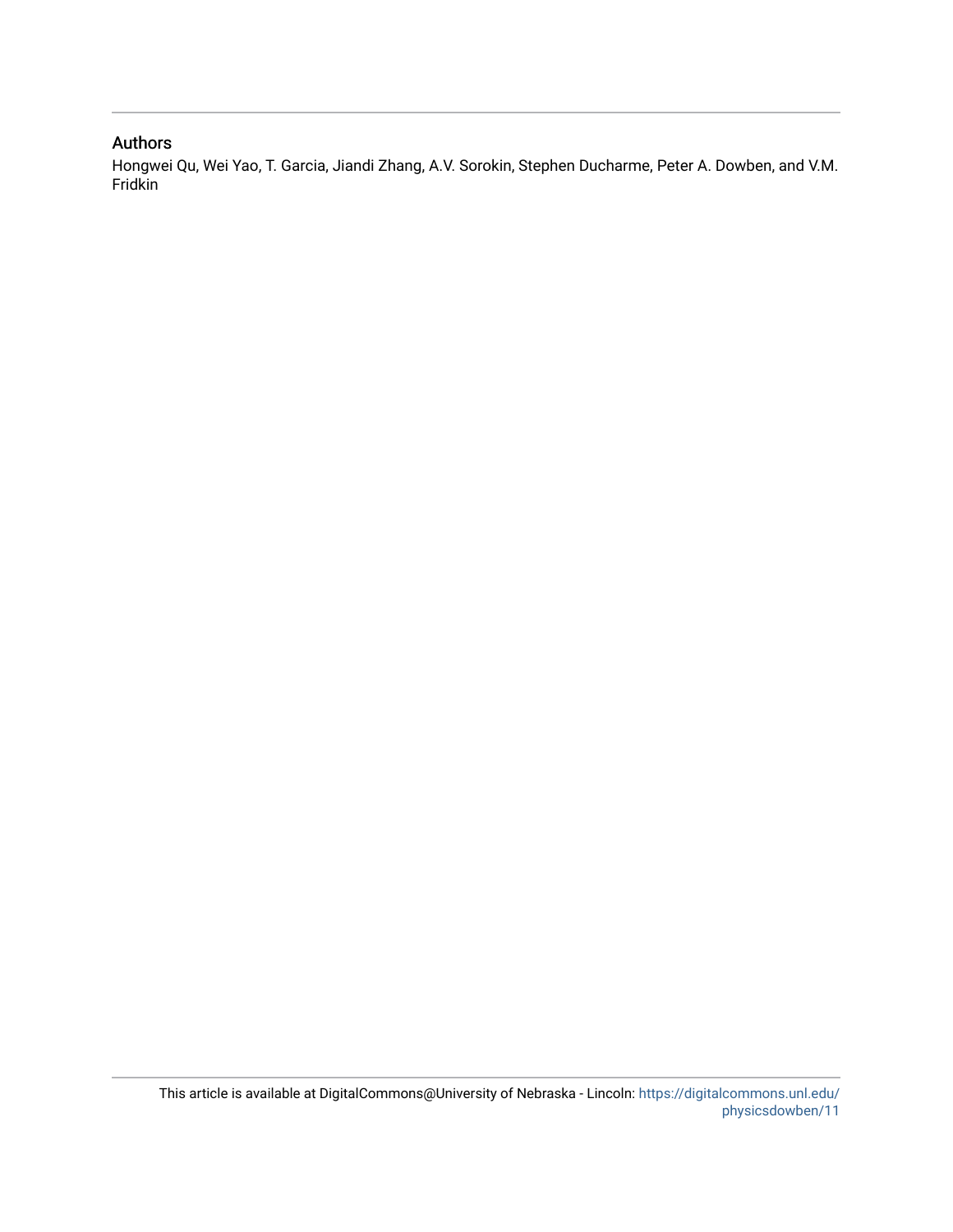## Authors

Hongwei Qu, Wei Yao, T. Garcia, Jiandi Zhang, A.V. Sorokin, Stephen Ducharme, Peter A. Dowben, and V.M. Fridkin

This article is available at DigitalCommons@University of Nebraska - Lincoln: https://digitalcommons.unl.edu/physicsdowben/11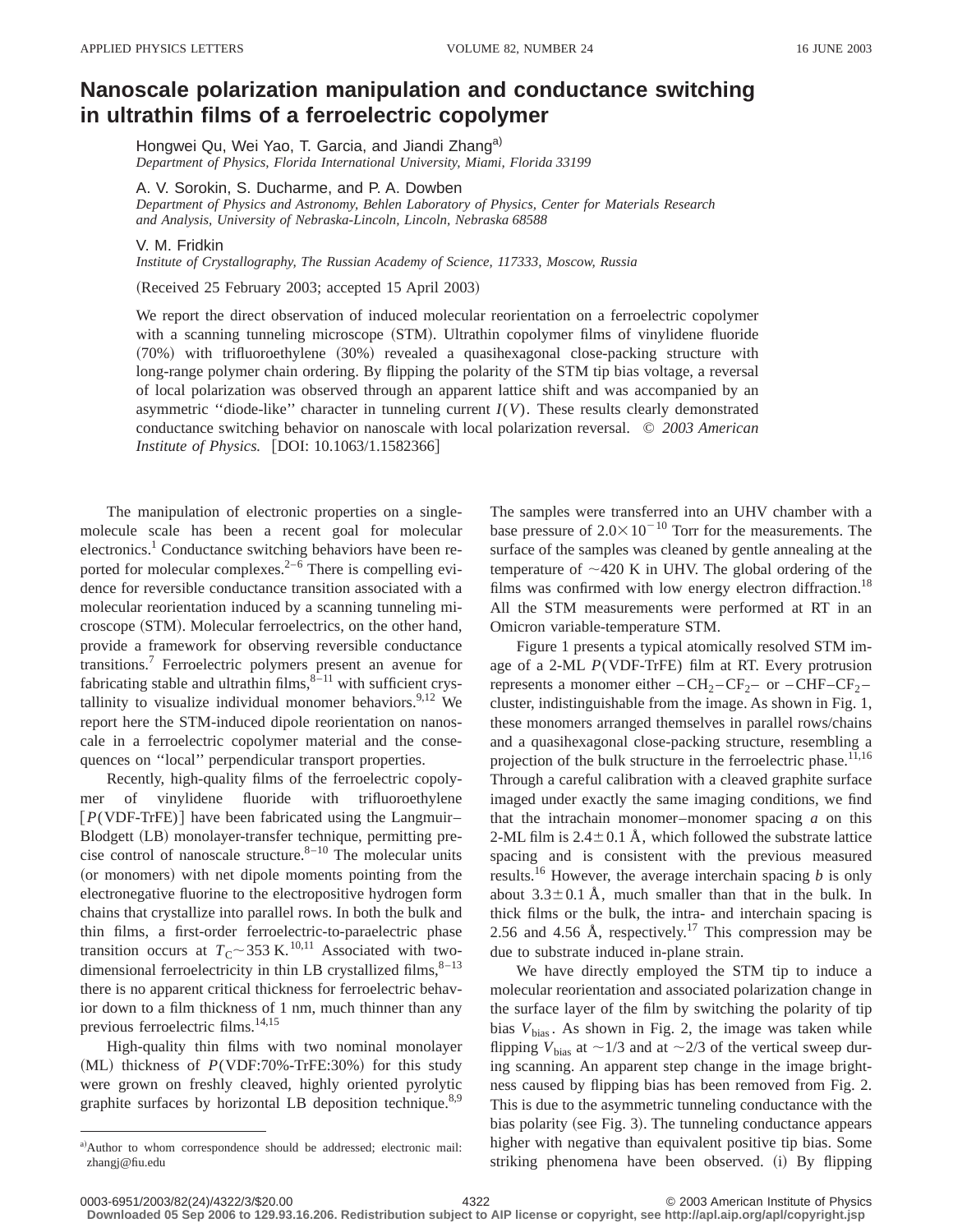# Nanoscale polarization manipulation and conductance switching in ultrathin films of a ferroelectric copolymer

Hongwei Qu, Wei Yao, T. Garcia, and Jiandi Zhang[a)]
*Department of Physics, Florida International University, Miami, Florida 33199*

A. V. Sorokin, S. Ducharme, and P. A. Dowben
*Department of Physics and Astronomy, Behlen Laboratory of Physics, Center for Materials Research and Analysis, University of Nebraska-Lincoln, Lincoln, Nebraska 68588*

V. M. Fridkin
*Institute of Crystallography, The Russian Academy of Science, 117333, Moscow, Russia*

(Received 25 February 2003; accepted 15 April 2003)

We report the direct observation of induced molecular reorientation on a ferroelectric copolymer with a scanning tunneling microscope (STM). Ultrathin copolymer films of vinylidene fluoride (70%) with trifluoroethylene (30%) revealed a quasihexagonal close-packing structure with long-range polymer chain ordering. By flipping the polarity of the STM tip bias voltage, a reversal of local polarization was observed through an apparent lattice shift and was accompanied by an asymmetric ''diode-like'' character in tunneling current $I(V)$. These results clearly demonstrated conductance switching behavior on nanoscale with local polarization reversal. © *2003 American Institute of Physics.* [DOI: 10.1063/1.1582366]

The manipulation of electronic properties on a single-molecule scale has been a recent goal for molecular electronics.[1] Conductance switching behaviors have been reported for molecular complexes.[2–6] There is compelling evidence for reversible conductance transition associated with a molecular reorientation induced by a scanning tunneling microscope (STM). Molecular ferroelectrics, on the other hand, provide a framework for observing reversible conductance transitions.[7] Ferroelectric polymers present an avenue for fabricating stable and ultrathin films,[8–11] with sufficient crystallinity to visualize individual monomer behaviors.[9,12] We report here the STM-induced dipole reorientation on nanoscale in a ferroelectric copolymer material and the consequences on ''local'' perpendicular transport properties.

Recently, high-quality films of the ferroelectric copolymer of vinylidene fluoride with trifluoroethylene [$P$(VDF-TrFE)] have been fabricated using the Langmuir–Blodgett (LB) monolayer-transfer technique, permitting precise control of nanoscale structure.[8–10] The molecular units (or monomers) with net dipole moments pointing from the electronegative fluorine to the electropositive hydrogen form chains that crystallize into parallel rows. In both the bulk and thin films, a first-order ferroelectric-to-paraelectric phase transition occurs at $T_C \sim 353$ K.[10,11] Associated with two-dimensional ferroelectricity in thin LB crystallized films,[8–13] there is no apparent critical thickness for ferroelectric behavior down to a film thickness of 1 nm, much thinner than any previous ferroelectric films.[14,15]

High-quality thin films with two nominal monolayer (ML) thickness of $P$(VDF:70%-TrFE:30%) for this study were grown on freshly cleaved, highly oriented pyrolytic graphite surfaces by horizontal LB deposition technique.[8,9] The samples were transferred into an UHV chamber with a base pressure of $2.0\times10^{-10}$ Torr for the measurements. The surface of the samples was cleaned by gentle annealing at the temperature of ~420 K in UHV. The global ordering of the films was confirmed with low energy electron diffraction.[18] All the STM measurements were performed at RT in an Omicron variable-temperature STM.

Figure 1 presents a typical atomically resolved STM image of a 2-ML $P$(VDF-TrFE) film at RT. Every protrusion represents a monomer either $-CH_2-CF_2-$ or $-CHF-CF_2-$ cluster, indistinguishable from the image. As shown in Fig. 1, these monomers arranged themselves in parallel rows/chains and a quasihexagonal close-packing structure, resembling a projection of the bulk structure in the ferroelectric phase.[11,16] Through a careful calibration with a cleaved graphite surface imaged under exactly the same imaging conditions, we find that the intrachain monomer–monomer spacing $a$ on this 2-ML film is $2.4\pm0.1$ Å, which followed the substrate lattice spacing and is consistent with the previous measured results.[16] However, the average interchain spacing $b$ is only about $3.3\pm0.1$ Å, much smaller than that in the bulk. In thick films or the bulk, the intra- and interchain spacing is 2.56 and 4.56 Å, respectively.[17] This compression may be due to substrate induced in-plane strain.

We have directly employed the STM tip to induce a molecular reorientation and associated polarization change in the surface layer of the film by switching the polarity of tip bias $V_{\text{bias}}$. As shown in Fig. 2, the image was taken while flipping $V_{\text{bias}}$ at ~1/3 and at ~2/3 of the vertical sweep during scanning. An apparent step change in the image brightness caused by flipping bias has been removed from Fig. 2. This is due to the asymmetric tunneling conductance with the bias polarity (see Fig. 3). The tunneling conductance appears higher with negative than equivalent positive tip bias. Some striking phenomena have been observed. (i) By flipping

[a)]Author to whom correspondence should be addressed; electronic mail: zhangj@fiu.edu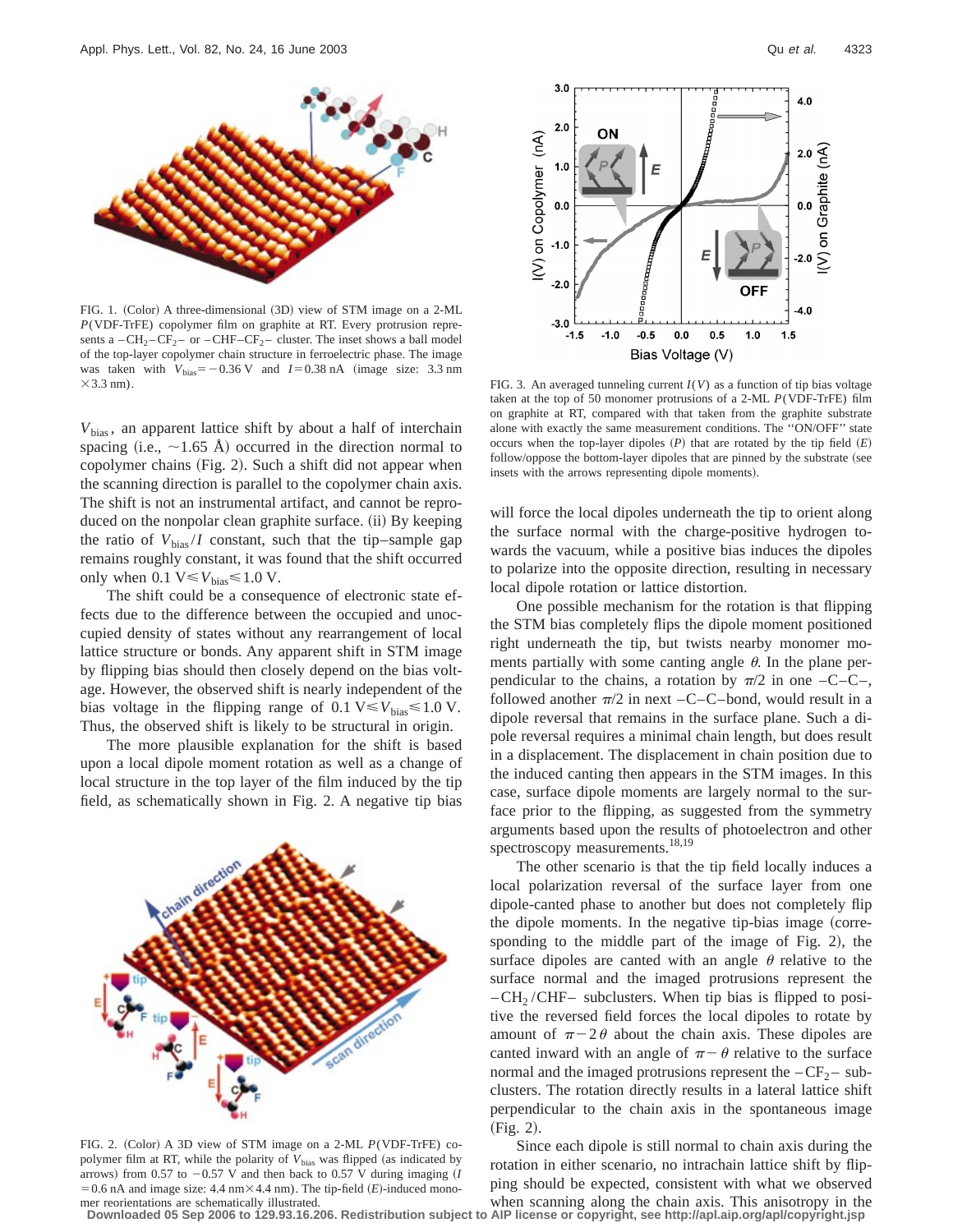FIG. 1. (Color) A three-dimensional (3D) view of STM image on a 2-ML $P$(VDF-TrFE) copolymer film on graphite at RT. Every protrusion represents a $-CH_2-CF_2-$ or $-CHF-CF_2-$ cluster. The inset shows a ball model of the top-layer copolymer chain structure in ferroelectric phase. The image was taken with $V_{bias} = -0.36$ V and $I = 0.38$ nA (image size: 3.3 nm $\times$ 3.3 nm).

$V_{bias}$, an apparent lattice shift by about a half of interchain spacing (i.e., ~1.65 Å) occurred in the direction normal to copolymer chains (Fig. 2). Such a shift did not appear when the scanning direction is parallel to the copolymer chain axis. The shift is not an instrumental artifact, and cannot be reproduced on the nonpolar clean graphite surface. (ii) By keeping the ratio of $V_{bias}/I$ constant, such that the tip–sample gap remains roughly constant, it was found that the shift occurred only when $0.1 \text{ V} \leqslant V_{bias} \leqslant 1.0$ V.

The shift could be a consequence of electronic state effects due to the difference between the occupied and unoccupied density of states without any rearrangement of local lattice structure or bonds. Any apparent shift in STM image by flipping bias should then closely depend on the bias voltage. However, the observed shift is nearly independent of the bias voltage in the flipping range of $0.1 \text{ V} \leqslant V_{bias} \leqslant 1.0$ V. Thus, the observed shift is likely to be structural in origin.

The more plausible explanation for the shift is based upon a local dipole moment rotation as well as a change of local structure in the top layer of the film induced by the tip field, as schematically shown in Fig. 2. A negative tip bias will force the local dipoles underneath the tip to orient along the surface normal with the charge-positive hydrogen towards the vacuum, while a positive bias induces the dipoles to polarize into the opposite direction, resulting in necessary local dipole rotation or lattice distortion.

FIG. 2. (Color) A 3D view of STM image on a 2-ML $P$(VDF-TrFE) copolymer film at RT, while the polarity of $V_{bias}$ was flipped (as indicated by arrows) from 0.57 to $-0.57$ V and then back to 0.57 V during imaging ($I = 0.6$ nA and image size: 4.4 nm $\times$ 4.4 nm). The tip-field ($E$)-induced monomer reorientations are schematically illustrated.

FIG. 3. An averaged tunneling current $I(V)$ as a function of tip bias voltage taken at the top of 50 monomer protrusions of a 2-ML $P$(VDF-TrFE) film on graphite at RT, compared with that taken from the graphite substrate alone with exactly the same measurement conditions. The "ON/OFF" state occurs when the top-layer dipoles ($P$) that are rotated by the tip field ($E$) follow/oppose the bottom-layer dipoles that are pinned by the substrate (see insets with the arrows representing dipole moments).

One possible mechanism for the rotation is that flipping the STM bias completely flips the dipole moment positioned right underneath the tip, but twists nearby monomer moments partially with some canting angle $\theta$. In the plane perpendicular to the chains, a rotation by $\pi/2$ in one $-C-C-$, followed another $\pi/2$ in next $-C-C-$bond, would result in a dipole reversal that remains in the surface plane. Such a dipole reversal requires a minimal chain length, but does result in a displacement. The displacement in chain position due to the induced canting then appears in the STM images. In this case, surface dipole moments are largely normal to the surface prior to the flipping, as suggested from the symmetry arguments based upon the results of photoelectron and other spectroscopy measurements.[18,19]

The other scenario is that the tip field locally induces a local polarization reversal of the surface layer from one dipole-canted phase to another but does not completely flip the dipole moments. In the negative tip-bias image (corresponding to the middle part of the image of Fig. 2), the surface dipoles are canted with an angle $\theta$ relative to the surface normal and the imaged protrusions represent the $-CH_2/CHF-$ subclusters. When tip bias is flipped to positive the reversed field forces the local dipoles to rotate by amount of $\pi - 2\theta$ about the chain axis. These dipoles are canted inward with an angle of $\pi - \theta$ relative to the surface normal and the imaged protrusions represent the $-CF_2-$ subclusters. The rotation directly results in a lateral lattice shift perpendicular to the chain axis in the spontaneous image (Fig. 2).

Since each dipole is still normal to chain axis during the rotation in either scenario, no intrachain lattice shift by flipping should be expected, consistent with what we observed when scanning along the chain axis. This anisotropy in the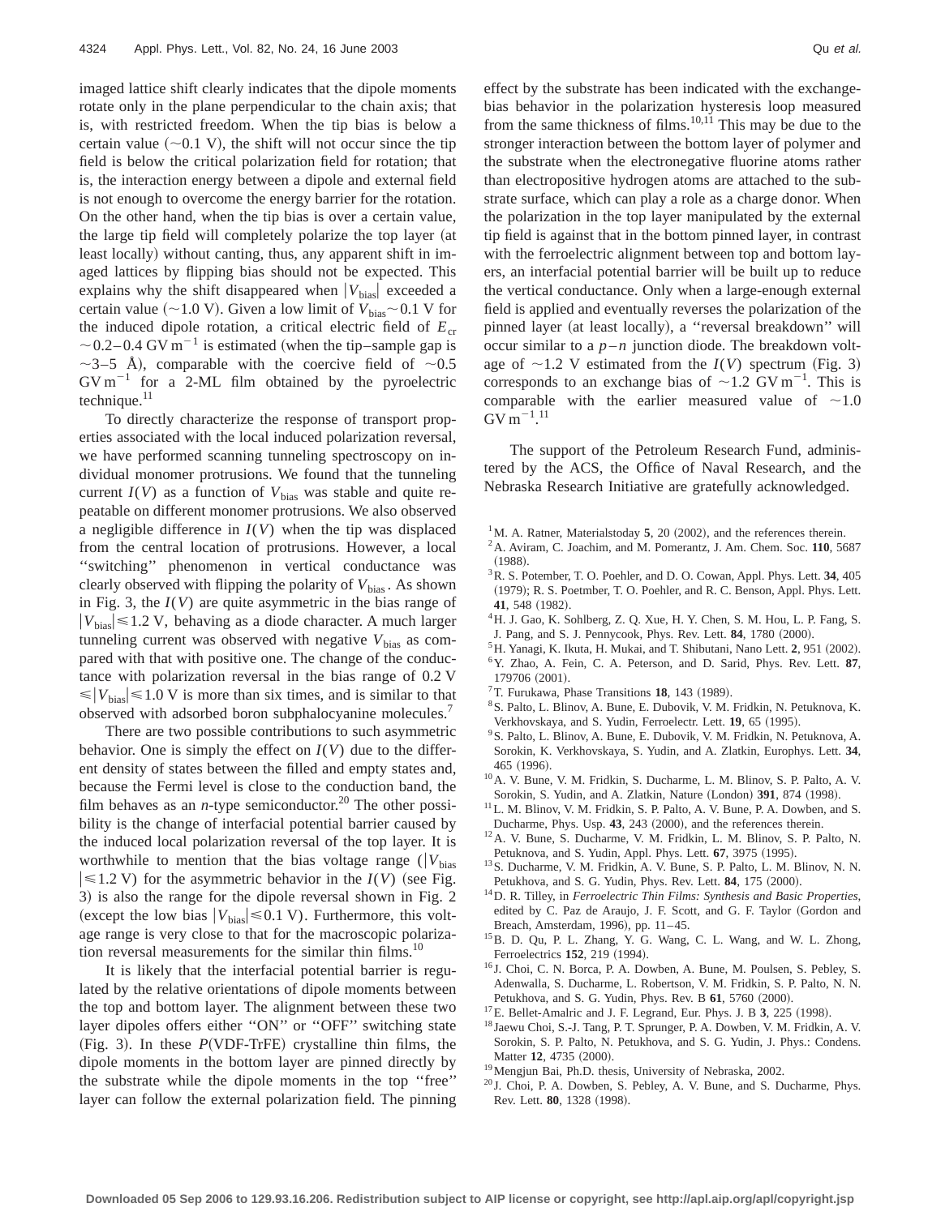imaged lattice shift clearly indicates that the dipole moments rotate only in the plane perpendicular to the chain axis; that is, with restricted freedom. When the tip bias is below a certain value ($\sim$0.1 V), the shift will not occur since the tip field is below the critical polarization field for rotation; that is, the interaction energy between a dipole and external field is not enough to overcome the energy barrier for the rotation. On the other hand, when the tip bias is over a certain value, the large tip field will completely polarize the top layer (at least locally) without canting, thus, any apparent shift in imaged lattices by flipping bias should not be expected. This explains why the shift disappeared when $|V_{\text{bias}}|$ exceeded a certain value ($\sim$1.0 V). Given a low limit of $V_{\text{bias}} \sim 0.1$ V for the induced dipole rotation, a critical electric field of $E_{\text{cr}} \sim 0.2$–$0.4$ GV m$^{-1}$ is estimated (when the tip–sample gap is $\sim$3–5 Å), comparable with the coercive field of $\sim$0.5 GV m$^{-1}$ for a 2-ML film obtained by the pyroelectric technique.[11]

To directly characterize the response of transport properties associated with the local induced polarization reversal, we have performed scanning tunneling spectroscopy on individual monomer protrusions. We found that the tunneling current $I(V)$ as a function of $V_{\text{bias}}$ was stable and quite repeatable on different monomer protrusions. We also observed a negligible difference in $I(V)$ when the tip was displaced from the central location of protrusions. However, a local "switching" phenomenon in vertical conductance was clearly observed with flipping the polarity of $V_{\text{bias}}$. As shown in Fig. 3, the $I(V)$ are quite asymmetric in the bias range of $|V_{\text{bias}}| \leqslant 1.2$ V, behaving as a diode character. A much larger tunneling current was observed with negative $V_{\text{bias}}$ as compared with that with positive one. The change of the conductance with polarization reversal in the bias range of $0.2 \text{ V} \leqslant |V_{\text{bias}}| \leqslant 1.0$ V is more than six times, and is similar to that observed with adsorbed boron subphalocyanine molecules.[7]

There are two possible contributions to such asymmetric behavior. One is simply the effect on $I(V)$ due to the different density of states between the filled and empty states and, because the Fermi level is close to the conduction band, the film behaves as an *n*-type semiconductor.[20] The other possibility is the change of interfacial potential barrier caused by the induced local polarization reversal of the top layer. It is worthwhile to mention that the bias voltage range ($|V_{\text{bias}}| \leqslant 1.2$ V) for the asymmetric behavior in the $I(V)$ (see Fig. 3) is also the range for the dipole reversal shown in Fig. 2 (except the low bias $|V_{\text{bias}}| \leqslant 0.1$ V). Furthermore, this voltage range is very close to that for the macroscopic polarization reversal measurements for the similar thin films.[10]

It is likely that the interfacial potential barrier is regulated by the relative orientations of dipole moments between the top and bottom layer. The alignment between these two layer dipoles offers either "ON" or "OFF" switching state (Fig. 3). In these *P*(VDF-TrFE) crystalline thin films, the dipole moments in the bottom layer are pinned directly by the substrate while the dipole moments in the top "free" layer can follow the external polarization field. The pinning effect by the substrate has been indicated with the exchange-bias behavior in the polarization hysteresis loop measured from the same thickness of films.[10,11] This may be due to the stronger interaction between the bottom layer of polymer and the substrate when the electronegative fluorine atoms rather than electropositive hydrogen atoms are attached to the substrate surface, which can play a role as a charge donor. When the polarization in the top layer manipulated by the external tip field is against that in the bottom pinned layer, in contrast with the ferroelectric alignment between top and bottom layers, an interfacial potential barrier will be built up to reduce the vertical conductance. Only when a large-enough external field is applied and eventually reverses the polarization of the pinned layer (at least locally), a "reversal breakdown" will occur similar to a *p*–*n* junction diode. The breakdown voltage of $\sim$1.2 V estimated from the $I(V)$ spectrum (Fig. 3) corresponds to an exchange bias of $\sim$1.2 GV m$^{-1}$. This is comparable with the earlier measured value of $\sim$1.0 GV m$^{-1}$.[11]

The support of the Petroleum Research Fund, administered by the ACS, the Office of Naval Research, and the Nebraska Research Initiative are gratefully acknowledged.

[1] M. A. Ratner, Materialstoday **5**, 20 (2002), and the references therein.
[2] A. Aviram, C. Joachim, and M. Pomerantz, J. Am. Chem. Soc. **110**, 5687 (1988).
[3] R. S. Potember, T. O. Poehler, and D. O. Cowan, Appl. Phys. Lett. **34**, 405 (1979); R. S. Poetmber, T. O. Poehler, and R. C. Benson, Appl. Phys. Lett. **41**, 548 (1982).
[4] H. J. Gao, K. Sohlberg, Z. Q. Xue, H. Y. Chen, S. M. Hou, L. P. Fang, S. J. Pang, and S. J. Pennycook, Phys. Rev. Lett. **84**, 1780 (2000).
[5] H. Yanagi, K. Ikuta, H. Mukai, and T. Shibutani, Nano Lett. **2**, 951 (2002).
[6] Y. Zhao, A. Fein, C. A. Peterson, and D. Sarid, Phys. Rev. Lett. **87**, 179706 (2001).
[7] T. Furukawa, Phase Transitions **18**, 143 (1989).
[8] S. Palto, L. Blinov, A. Bune, E. Dubovik, V. M. Fridkin, N. Petuknova, K. Verkhovskaya, and S. Yudin, Ferroelectr. Lett. **19**, 65 (1995).
[9] S. Palto, L. Blinov, A. Bune, E. Dubovik, V. M. Fridkin, N. Petuknova, A. Sorokin, K. Verkhovskaya, S. Yudin, and A. Zlatkin, Europhys. Lett. **34**, 465 (1996).
[10] A. V. Bune, V. M. Fridkin, S. Ducharme, L. M. Blinov, S. P. Palto, A. V. Sorokin, S. Yudin, and A. Zlatkin, Nature (London) **391**, 874 (1998).
[11] L. M. Blinov, V. M. Fridkin, S. P. Palto, A. V. Bune, P. A. Dowben, and S. Ducharme, Phys. Usp. **43**, 243 (2000), and the references therein.
[12] A. V. Bune, S. Ducharme, V. M. Fridkin, L. M. Blinov, S. P. Palto, N. Petuknova, and S. Yudin, Appl. Phys. Lett. **67**, 3975 (1995).
[13] S. Ducharme, V. M. Fridkin, A. V. Bune, S. P. Palto, L. M. Blinov, N. N. Petukhova, and S. G. Yudin, Phys. Rev. Lett. **84**, 175 (2000).
[14] D. R. Tilley, in *Ferroelectric Thin Films: Synthesis and Basic Properties*, edited by C. Paz de Araujo, J. F. Scott, and G. F. Taylor (Gordon and Breach, Amsterdam, 1996), pp. 11–45.
[15] B. D. Qu, P. L. Zhang, Y. G. Wang, C. L. Wang, and W. L. Zhong, Ferroelectrics **152**, 219 (1994).
[16] J. Choi, C. N. Borca, P. A. Dowben, A. Bune, M. Poulsen, S. Pebley, S. Adenwalla, S. Ducharme, L. Robertson, V. M. Fridkin, S. P. Palto, N. N. Petukhova, and S. G. Yudin, Phys. Rev. B **61**, 5760 (2000).
[17] E. Bellet-Amalric and J. F. Legrand, Eur. Phys. J. B **3**, 225 (1998).
[18] Jaewu Choi, S.-J. Tang, P. T. Sprunger, P. A. Dowben, V. M. Fridkin, A. V. Sorokin, S. P. Palto, N. Petukhova, and S. G. Yudin, J. Phys.: Condens. Matter **12**, 4735 (2000).
[19] Mengjun Bai, Ph.D. thesis, University of Nebraska, 2002.
[20] J. Choi, P. A. Dowben, S. Pebley, A. V. Bune, and S. Ducharme, Phys. Rev. Lett. **80**, 1328 (1998).